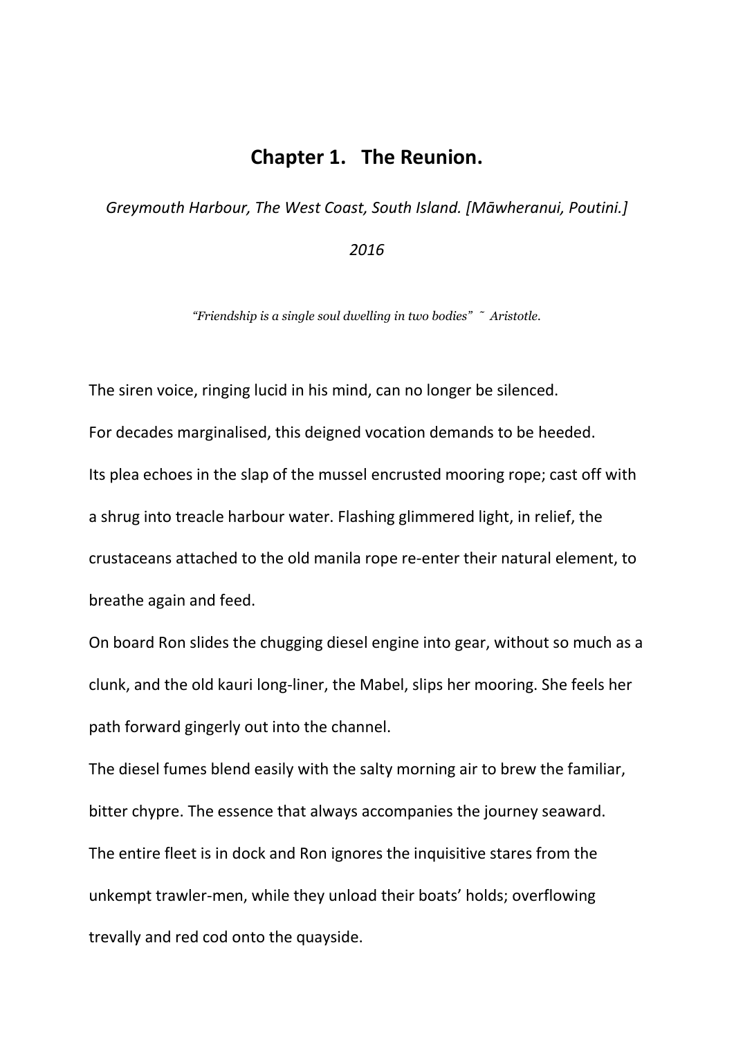# Chapter 1. The Reunion.

*Greymouth Harbour, The West Coast, South Island. [Māwheranui, Poutini.]*

*2016*

*"Friendship is a single soul dwelling in two bodies" ~ Aristotle.*

The siren voice, ringing lucid in his mind, can no longer be silenced.

For decades marginalised, this deigned vocation demands to be heeded.

Its plea echoes in the slap of the mussel encrusted mooring rope; cast off with a shrug into treacle harbour water. Flashing glimmered light, in relief, the crustaceans attached to the old manila rope re-enter their natural element, to breathe again and feed.

On board Ron slides the chugging diesel engine into gear, without so much as a clunk, and the old kauri long-liner, the Mabel, slips her mooring. She feels her path forward gingerly out into the channel.

The diesel fumes blend easily with the salty morning air to brew the familiar, bitter chypre. The essence that always accompanies the journey seaward.

The entire fleet is in dock and Ron ignores the inquisitive stares from the unkempt trawler-men, while they unload their boats' holds; overflowing trevally and red cod onto the quayside.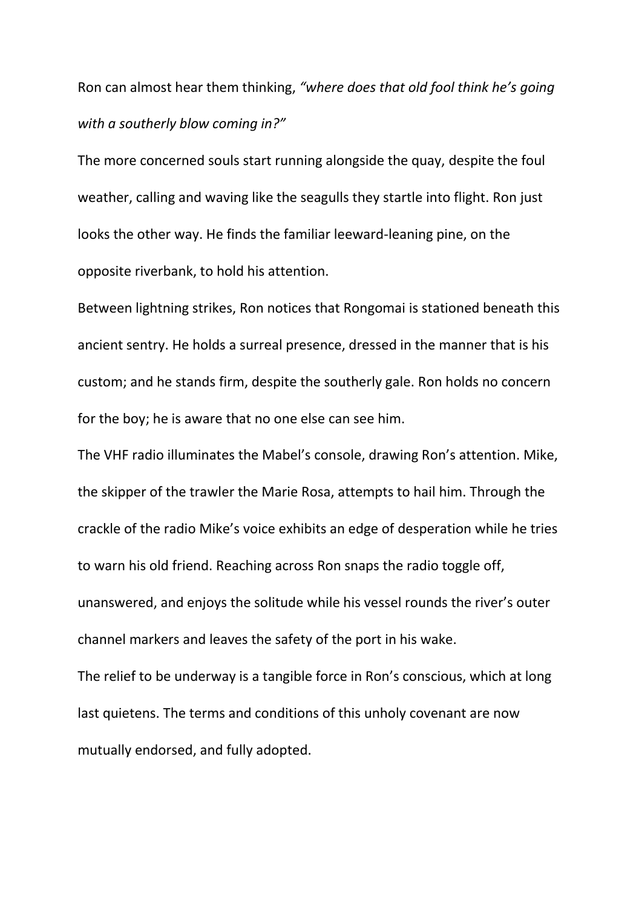Ron can almost hear them thinking, *"where does that old fool think he's going with a southerly blow coming in?"*

The more concerned souls start running alongside the quay, despite the foul weather, calling and waving like the seagulls they startle into flight. Ron just looks the other way. He finds the familiar leeward-leaning pine, on the opposite riverbank, to hold his attention.

Between lightning strikes, Ron notices that Rongomai is stationed beneath this ancient sentry. He holds a surreal presence, dressed in the manner that is his custom; and he stands firm, despite the southerly gale. Ron holds no concern for the boy; he is aware that no one else can see him.

The VHF radio illuminates the Mabel's console, drawing Ron's attention. Mike, the skipper of the trawler the Marie Rosa, attempts to hail him. Through the crackle of the radio Mike's voice exhibits an edge of desperation while he tries to warn his old friend. Reaching across Ron snaps the radio toggle off, unanswered, and enjoys the solitude while his vessel rounds the river's outer channel markers and leaves the safety of the port in his wake.

The relief to be underway is a tangible force in Ron's conscious, which at long last quietens. The terms and conditions of this unholy covenant are now mutually endorsed, and fully adopted.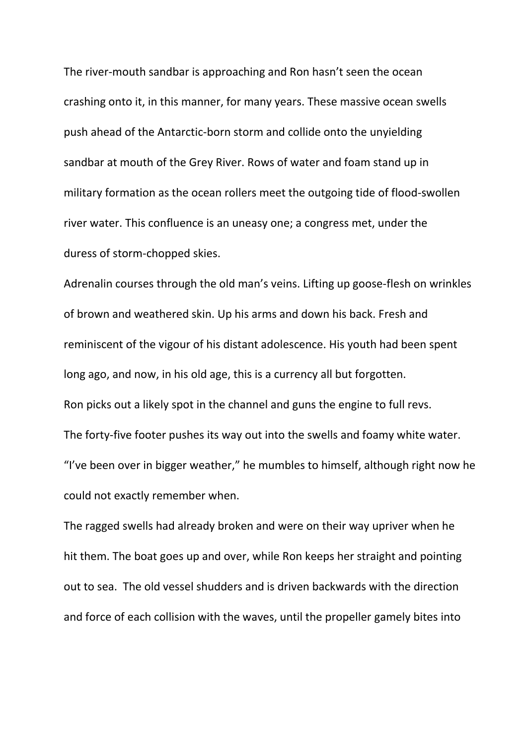The river-mouth sandbar is approaching and Ron hasn't seen the ocean crashing onto it, in this manner, for many years. These massive ocean swells push ahead of the Antarctic-born storm and collide onto the unyielding sandbar at mouth of the Grey River. Rows of water and foam stand up in military formation as the ocean rollers meet the outgoing tide of flood-swollen river water. This confluence is an uneasy one; a congress met, under the duress of storm-chopped skies.

Adrenalin courses through the old man's veins. Lifting up goose-flesh on wrinkles of brown and weathered skin. Up his arms and down his back. Fresh and reminiscent of the vigour of his distant adolescence. His youth had been spent long ago, and now, in his old age, this is a currency all but forgotten.

Ron picks out a likely spot in the channel and guns the engine to full revs. The forty-five footer pushes its way out into the swells and foamy white water. "I've been over in bigger weather," he mumbles to himself, although right now he could not exactly remember when.

The ragged swells had already broken and were on their way upriver when he hit them. The boat goes up and over, while Ron keeps her straight and pointing out to sea. The old vessel shudders and is driven backwards with the direction and force of each collision with the waves, until the propeller gamely bites into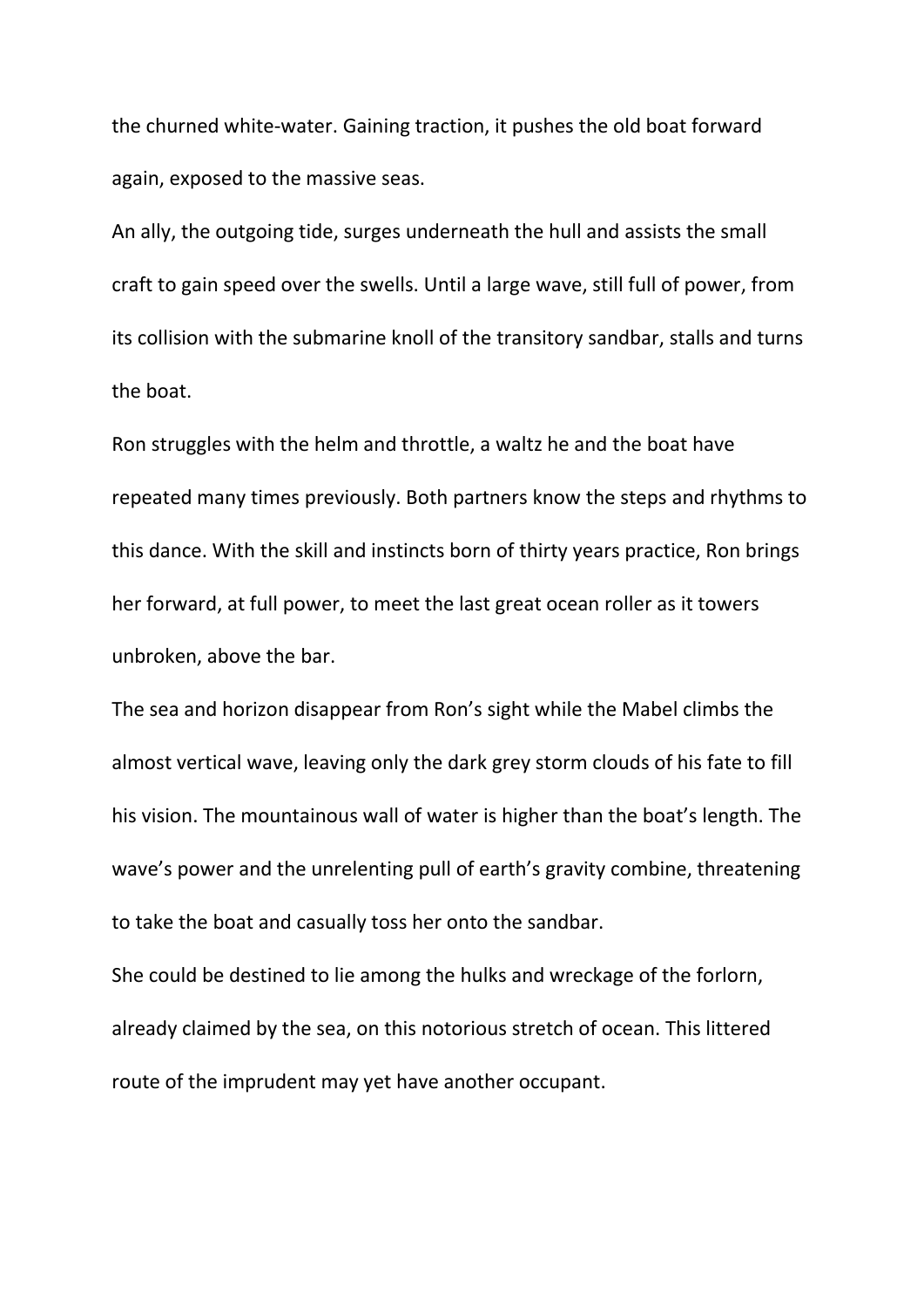the churned white-water. Gaining traction, it pushes the old boat forward again, exposed to the massive seas.

An ally, the outgoing tide, surges underneath the hull and assists the small craft to gain speed over the swells. Until a large wave, still full of power, from its collision with the submarine knoll of the transitory sandbar, stalls and turns the boat.

Ron struggles with the helm and throttle, a waltz he and the boat have repeated many times previously. Both partners know the steps and rhythms to this dance. With the skill and instincts born of thirty years practice, Ron brings her forward, at full power, to meet the last great ocean roller as it towers unbroken, above the bar.

The sea and horizon disappear from Ron's sight while the Mabel climbs the almost vertical wave, leaving only the dark grey storm clouds of his fate to fill his vision. The mountainous wall of water is higher than the boat's length. The wave's power and the unrelenting pull of earth's gravity combine, threatening to take the boat and casually toss her onto the sandbar.

She could be destined to lie among the hulks and wreckage of the forlorn, already claimed by the sea, on this notorious stretch of ocean. This littered route of the imprudent may yet have another occupant.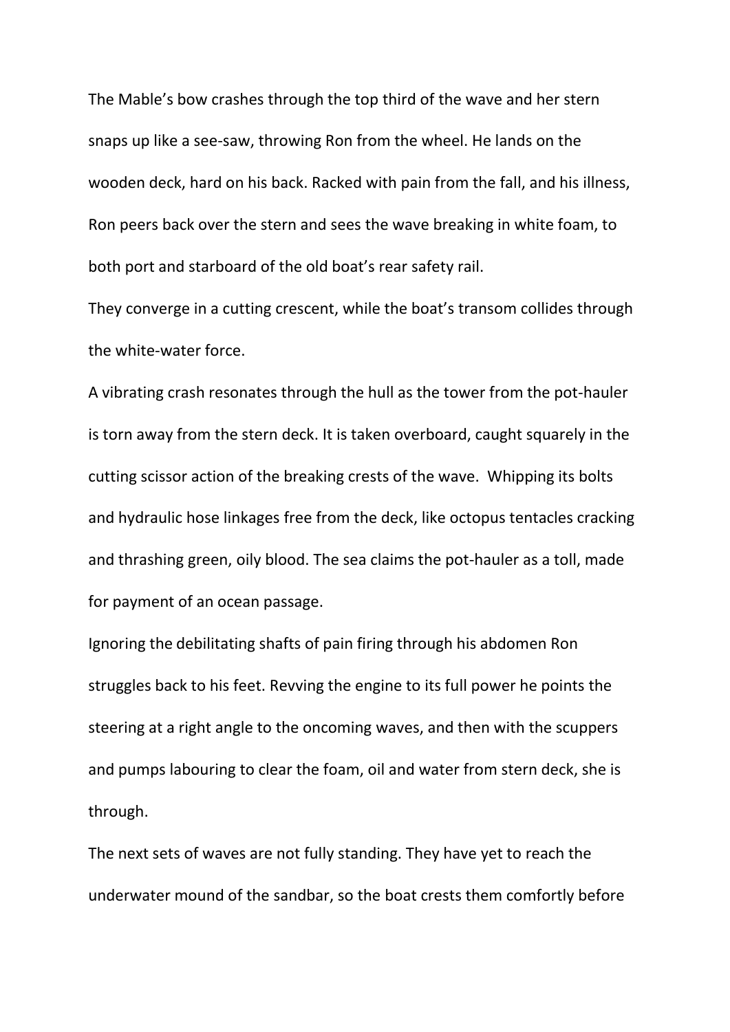The Mable's bow crashes through the top third of the wave and her stern snaps up like a see-saw, throwing Ron from the wheel. He lands on the wooden deck, hard on his back. Racked with pain from the fall, and his illness, Ron peers back over the stern and sees the wave breaking in white foam, to both port and starboard of the old boat's rear safety rail.

They converge in a cutting crescent, while the boat's transom collides through the white-water force.

A vibrating crash resonates through the hull as the tower from the pot-hauler is torn away from the stern deck. It is taken overboard, caught squarely in the cutting scissor action of the breaking crests of the wave. Whipping its bolts and hydraulic hose linkages free from the deck, like octopus tentacles cracking and thrashing green, oily blood. The sea claims the pot-hauler as a toll, made for payment of an ocean passage.

Ignoring the debilitating shafts of pain firing through his abdomen Ron struggles back to his feet. Revving the engine to its full power he points the steering at a right angle to the oncoming waves, and then with the scuppers and pumps labouring to clear the foam, oil and water from stern deck, she is through.

The next sets of waves are not fully standing. They have yet to reach the underwater mound of the sandbar, so the boat crests them comfortly before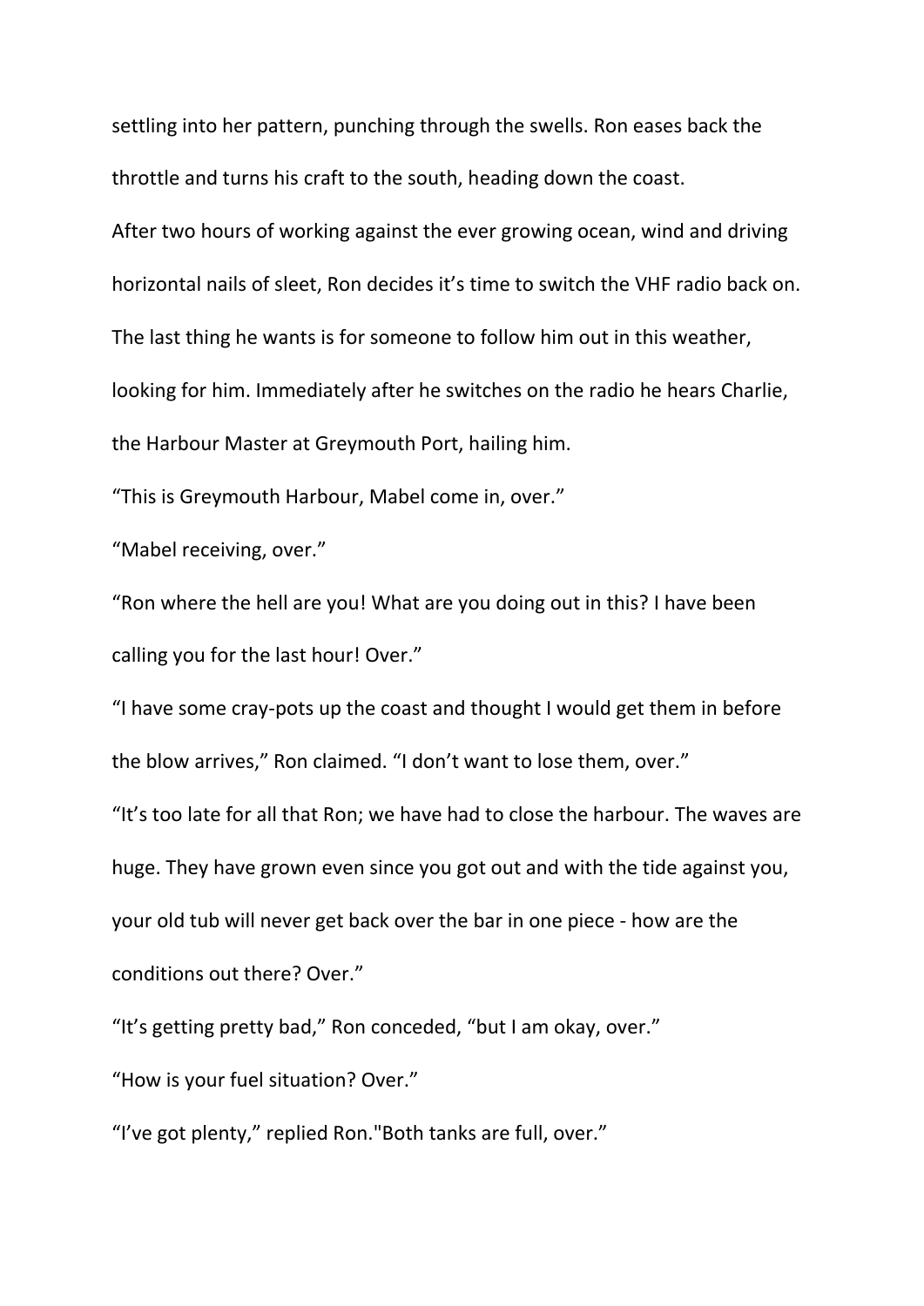settling into her pattern, punching through the swells. Ron eases back the throttle and turns his craft to the south, heading down the coast.

After two hours of working against the ever growing ocean, wind and driving horizontal nails of sleet, Ron decides it's time to switch the VHF radio back on. The last thing he wants is for someone to follow him out in this weather, looking for him. Immediately after he switches on the radio he hears Charlie, the Harbour Master at Greymouth Port, hailing him.

"This is Greymouth Harbour, Mabel come in, over."

"Mabel receiving, over."

"Ron where the hell are you! What are you doing out in this? I have been calling you for the last hour! Over."

"I have some cray-pots up the coast and thought I would get them in before the blow arrives," Ron claimed. "I don't want to lose them, over."

"It's too late for all that Ron; we have had to close the harbour. The waves are huge. They have grown even since you got out and with the tide against you, your old tub will never get back over the bar in one piece - how are the conditions out there? Over."

"It's getting pretty bad," Ron conceded, "but I am okay, over."

"How is your fuel situation? Over."

"I've got plenty," replied Ron."Both tanks are full, over."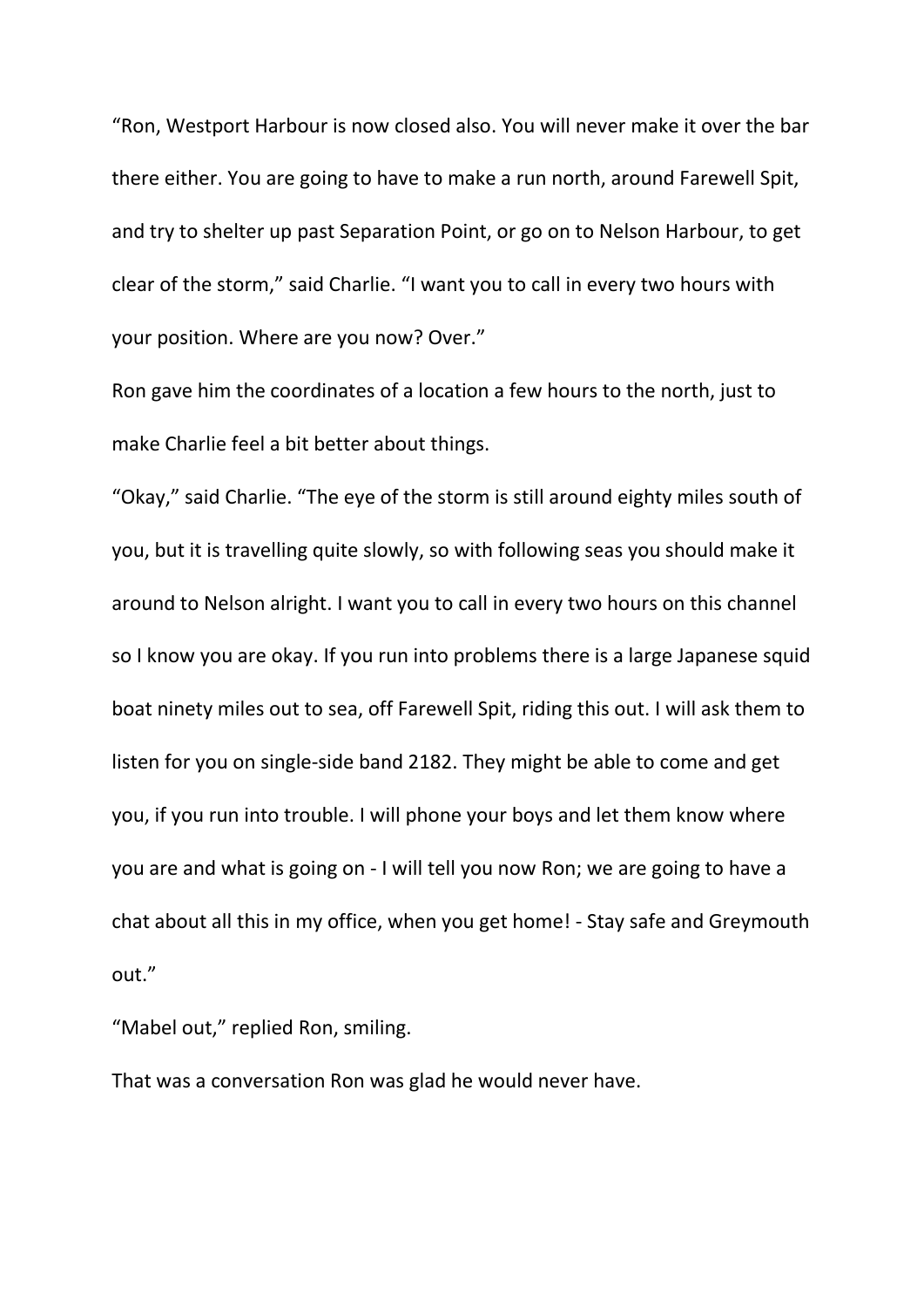"Ron, Westport Harbour is now closed also. You will never make it over the bar there either. You are going to have to make a run north, around Farewell Spit, and try to shelter up past Separation Point, or go on to Nelson Harbour, to get clear of the storm," said Charlie. "I want you to call in every two hours with your position. Where are you now? Over."

Ron gave him the coordinates of a location a few hours to the north, just to make Charlie feel a bit better about things.

"Okay," said Charlie. "The eye of the storm is still around eighty miles south of you, but it is travelling quite slowly, so with following seas you should make it around to Nelson alright. I want you to call in every two hours on this channel so I know you are okay. If you run into problems there is a large Japanese squid boat ninety miles out to sea, off Farewell Spit, riding this out. I will ask them to listen for you on single-side band 2182. They might be able to come and get you, if you run into trouble. I will phone your boys and let them know where you are and what is going on - I will tell you now Ron; we are going to have a chat about all this in my office, when you get home! - Stay safe and Greymouth out."

"Mabel out," replied Ron, smiling.

That was a conversation Ron was glad he would never have.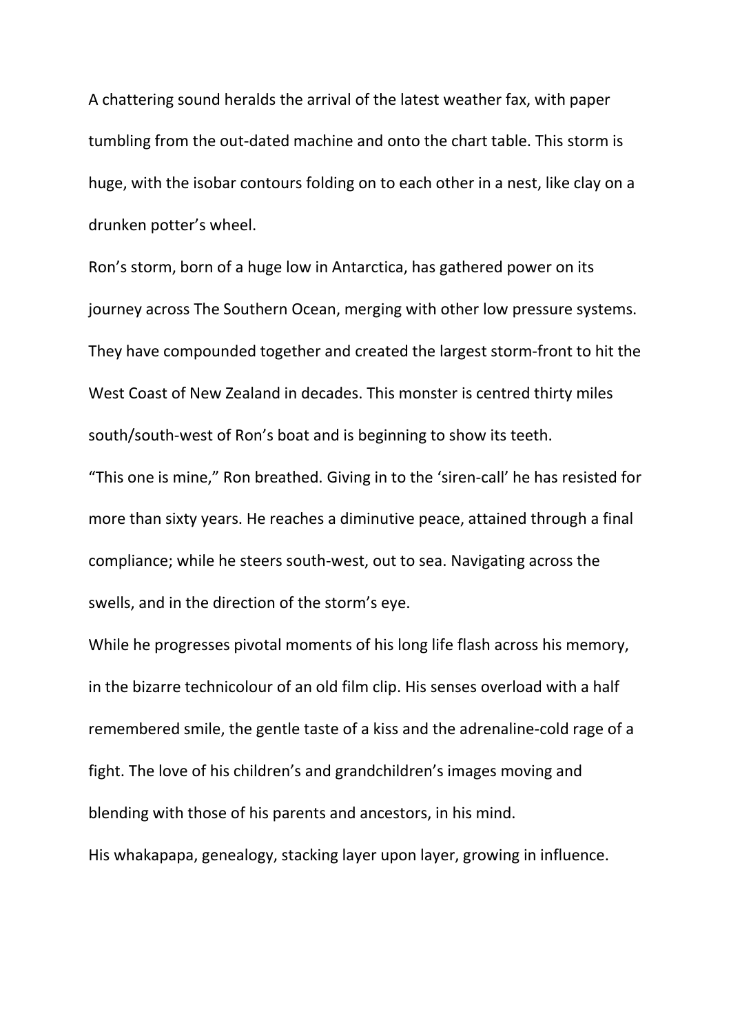A chattering sound heralds the arrival of the latest weather fax, with paper tumbling from the out-dated machine and onto the chart table. This storm is huge, with the isobar contours folding on to each other in a nest, like clay on a drunken potter's wheel.

Ron's storm, born of a huge low in Antarctica, has gathered power on its journey across The Southern Ocean, merging with other low pressure systems. They have compounded together and created the largest storm-front to hit the West Coast of New Zealand in decades. This monster is centred thirty miles south/south-west of Ron's boat and is beginning to show its teeth.

"This one is mine," Ron breathed. Giving in to the 'siren-call' he has resisted for more than sixty years. He reaches a diminutive peace, attained through a final compliance; while he steers south-west, out to sea. Navigating across the swells, and in the direction of the storm's eye.

While he progresses pivotal moments of his long life flash across his memory, in the bizarre technicolour of an old film clip. His senses overload with a half remembered smile, the gentle taste of a kiss and the adrenaline-cold rage of a fight. The love of his children's and grandchildren's images moving and blending with those of his parents and ancestors, in his mind.

His whakapapa, genealogy, stacking layer upon layer, growing in influence.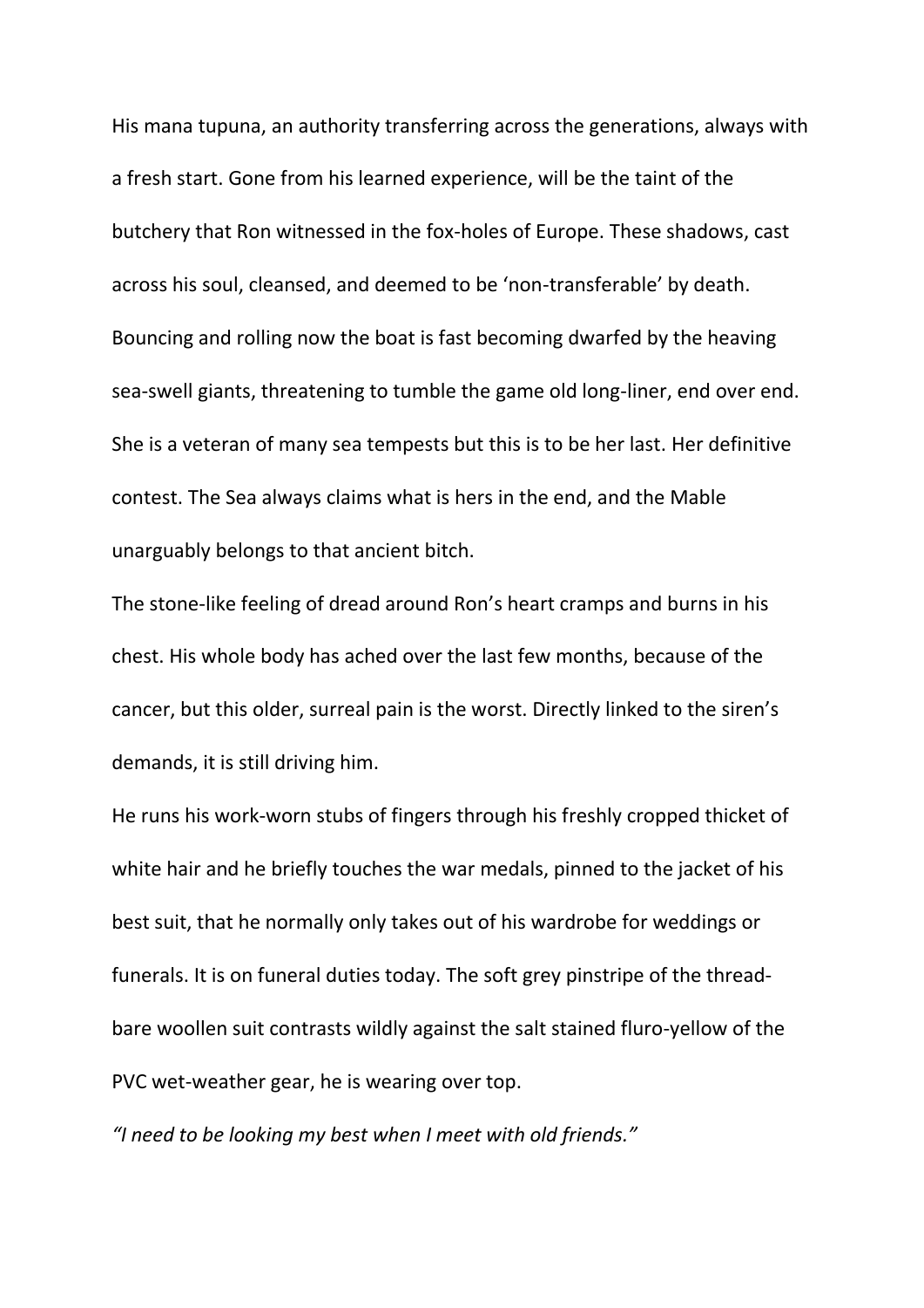His mana tupuna, an authority transferring across the generations, always with a fresh start. Gone from his learned experience, will be the taint of the butchery that Ron witnessed in the fox-holes of Europe. These shadows, cast across his soul, cleansed, and deemed to be 'non-transferable' by death.

Bouncing and rolling now the boat is fast becoming dwarfed by the heaving sea-swell giants, threatening to tumble the game old long-liner, end over end. She is a veteran of many sea tempests but this is to be her last. Her definitive contest. The Sea always claims what is hers in the end, and the Mable unarguably belongs to that ancient bitch.

The stone-like feeling of dread around Ron's heart cramps and burns in his chest. His whole body has ached over the last few months, because of the cancer, but this older, surreal pain is the worst. Directly linked to the siren's demands, it is still driving him.

He runs his work-worn stubs of fingers through his freshly cropped thicket of white hair and he briefly touches the war medals, pinned to the jacket of his best suit, that he normally only takes out of his wardrobe for weddings or funerals. It is on funeral duties today. The soft grey pinstripe of the thread-bare woollen suit contrasts wildly against the salt stained fluro-yellow of the PVC wet-weather gear, he is wearing over top.

*"I need to be looking my best when I meet with old friends."*